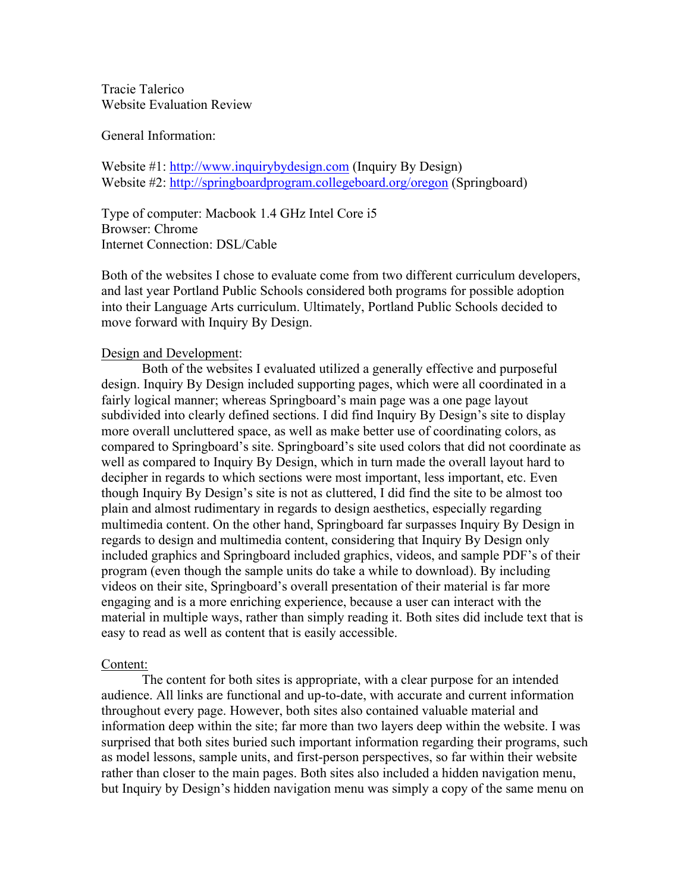Tracie Talerico
Website Evaluation Review

General Information:

Website #1: http://www.inquirybydesign.com (Inquiry By Design)
Website #2: http://springboardprogram.collegeboard.org/oregon (Springboard)

Type of computer: Macbook 1.4 GHz Intel Core i5
Browser: Chrome
Internet Connection: DSL/Cable

Both of the websites I chose to evaluate come from two different curriculum developers, and last year Portland Public Schools considered both programs for possible adoption into their Language Arts curriculum. Ultimately, Portland Public Schools decided to move forward with Inquiry By Design.

<u>Design and Development</u>:

Both of the websites I evaluated utilized a generally effective and purposeful design. Inquiry By Design included supporting pages, which were all coordinated in a fairly logical manner; whereas Springboard's main page was a one page layout subdivided into clearly defined sections. I did find Inquiry By Design's site to display more overall uncluttered space, as well as make better use of coordinating colors, as compared to Springboard's site. Springboard's site used colors that did not coordinate as well as compared to Inquiry By Design, which in turn made the overall layout hard to decipher in regards to which sections were most important, less important, etc. Even though Inquiry By Design's site is not as cluttered, I did find the site to be almost too plain and almost rudimentary in regards to design aesthetics, especially regarding multimedia content. On the other hand, Springboard far surpasses Inquiry By Design in regards to design and multimedia content, considering that Inquiry By Design only included graphics and Springboard included graphics, videos, and sample PDF's of their program (even though the sample units do take a while to download). By including videos on their site, Springboard's overall presentation of their material is far more engaging and is a more enriching experience, because a user can interact with the material in multiple ways, rather than simply reading it. Both sites did include text that is easy to read as well as content that is easily accessible.

<u>Content:</u>

The content for both sites is appropriate, with a clear purpose for an intended audience. All links are functional and up-to-date, with accurate and current information throughout every page. However, both sites also contained valuable material and information deep within the site; far more than two layers deep within the website. I was surprised that both sites buried such important information regarding their programs, such as model lessons, sample units, and first-person perspectives, so far within their website rather than closer to the main pages. Both sites also included a hidden navigation menu, but Inquiry by Design's hidden navigation menu was simply a copy of the same menu on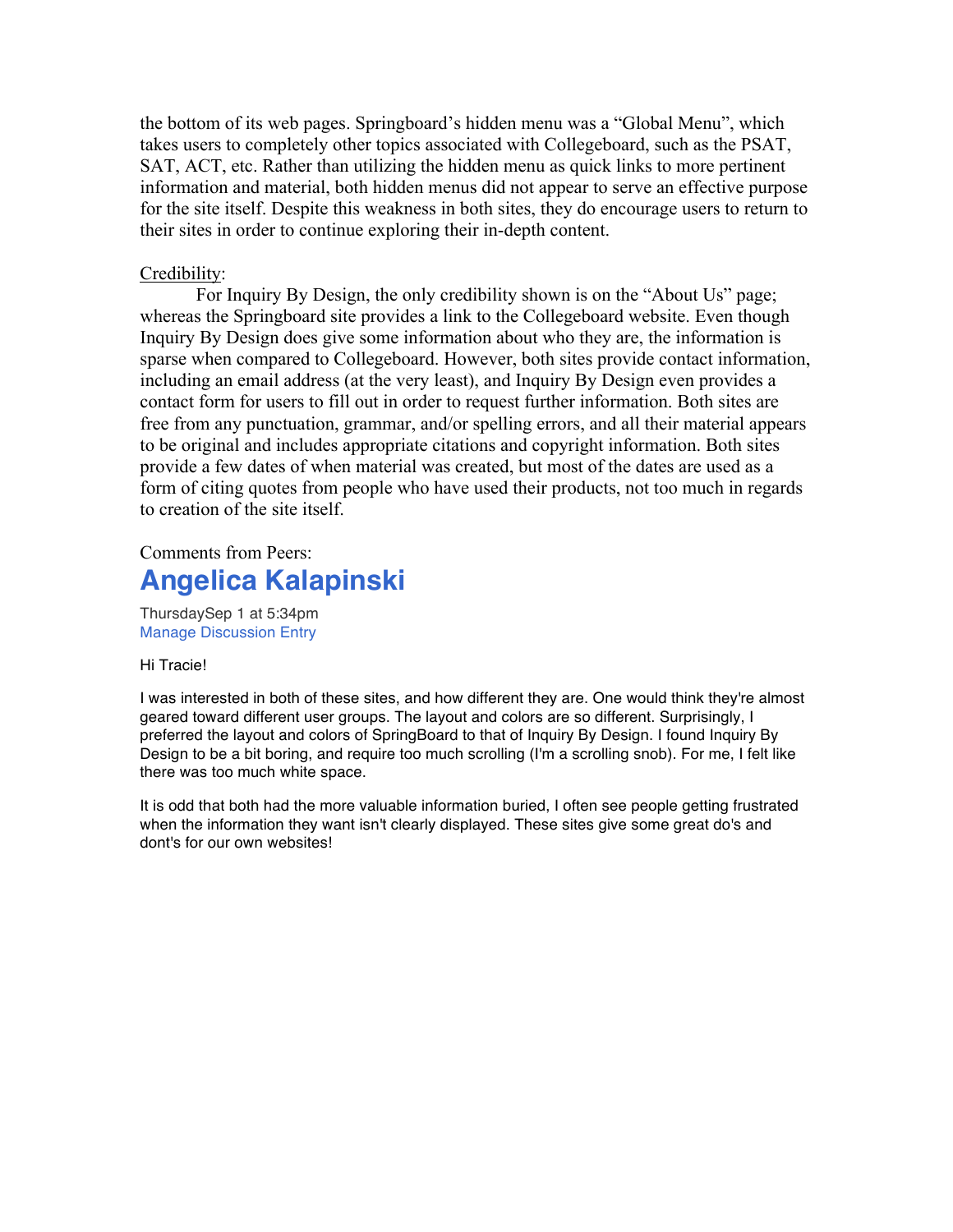the bottom of its web pages. Springboard's hidden menu was a "Global Menu", which takes users to completely other topics associated with Collegeboard, such as the PSAT, SAT, ACT, etc. Rather than utilizing the hidden menu as quick links to more pertinent information and material, both hidden menus did not appear to serve an effective purpose for the site itself. Despite this weakness in both sites, they do encourage users to return to their sites in order to continue exploring their in-depth content.

Credibility:

For Inquiry By Design, the only credibility shown is on the "About Us" page; whereas the Springboard site provides a link to the Collegeboard website. Even though Inquiry By Design does give some information about who they are, the information is sparse when compared to Collegeboard. However, both sites provide contact information, including an email address (at the very least), and Inquiry By Design even provides a contact form for users to fill out in order to request further information. Both sites are free from any punctuation, grammar, and/or spelling errors, and all their material appears to be original and includes appropriate citations and copyright information. Both sites provide a few dates of when material was created, but most of the dates are used as a form of citing quotes from people who have used their products, not too much in regards to creation of the site itself.

Comments from Peers:

## Angelica Kalapinski

ThursdaySep 1 at 5:34pm
Manage Discussion Entry

Hi Tracie!

I was interested in both of these sites, and how different they are. One would think they're almost geared toward different user groups. The layout and colors are so different. Surprisingly, I preferred the layout and colors of SpringBoard to that of Inquiry By Design. I found Inquiry By Design to be a bit boring, and require too much scrolling (I'm a scrolling snob). For me, I felt like there was too much white space.

It is odd that both had the more valuable information buried, I often see people getting frustrated when the information they want isn't clearly displayed. These sites give some great do's and dont's for our own websites!